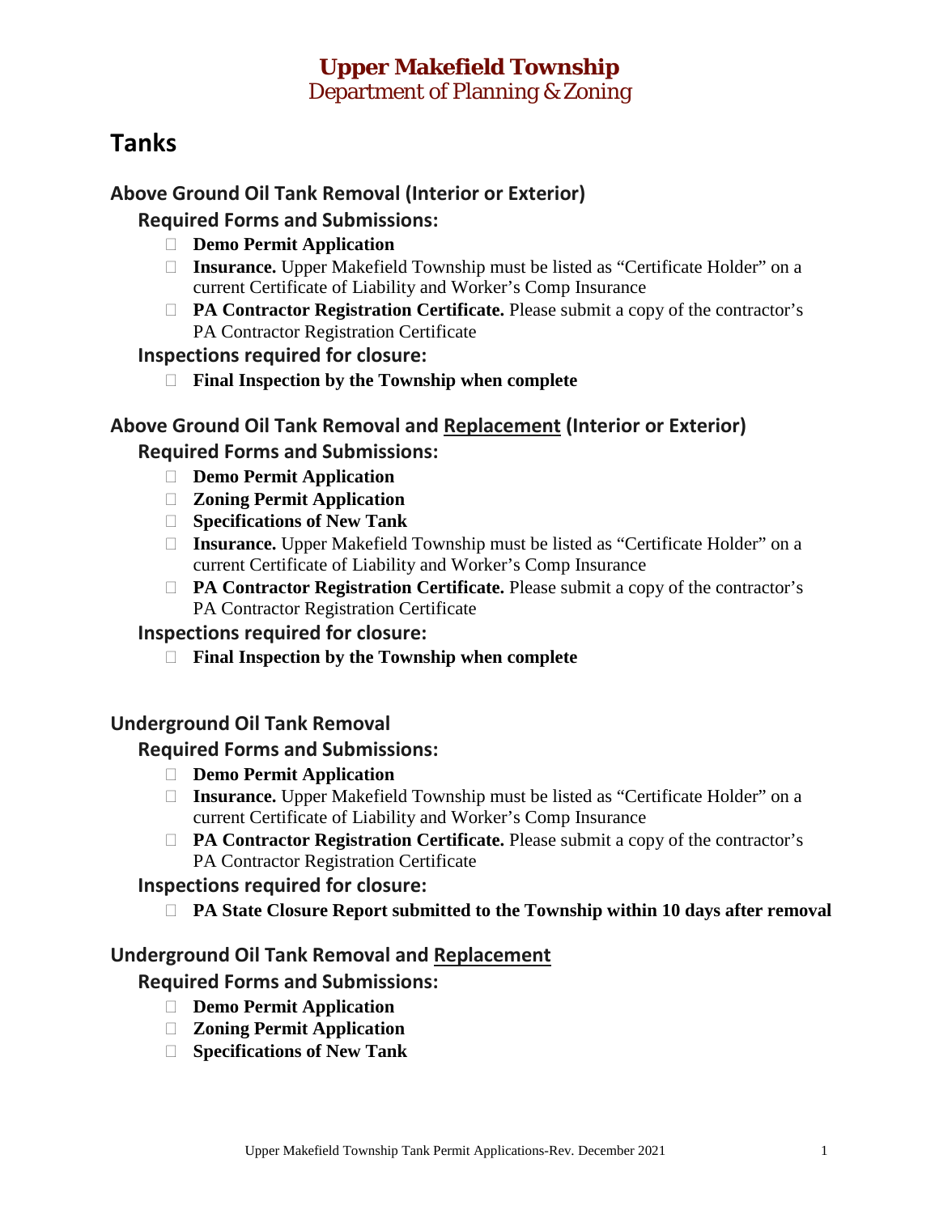**Upper Makefield Township**
Department of Planning & Zoning

# Tanks

## Above Ground Oil Tank Removal (Interior or Exterior)

### Required Forms and Submissions:

- **Demo Permit Application**
- **Insurance.** Upper Makefield Township must be listed as "Certificate Holder" on a current Certificate of Liability and Worker's Comp Insurance
- **PA Contractor Registration Certificate.** Please submit a copy of the contractor's PA Contractor Registration Certificate

### Inspections required for closure:

- **Final Inspection by the Township when complete**

## Above Ground Oil Tank Removal and <u>Replacement</u> (Interior or Exterior)

### Required Forms and Submissions:

- **Demo Permit Application**
- **Zoning Permit Application**
- **Specifications of New Tank**
- **Insurance.** Upper Makefield Township must be listed as "Certificate Holder" on a current Certificate of Liability and Worker's Comp Insurance
- **PA Contractor Registration Certificate.** Please submit a copy of the contractor's PA Contractor Registration Certificate

### Inspections required for closure:

- **Final Inspection by the Township when complete**

## Underground Oil Tank Removal

### Required Forms and Submissions:

- **Demo Permit Application**
- **Insurance.** Upper Makefield Township must be listed as "Certificate Holder" on a current Certificate of Liability and Worker's Comp Insurance
- **PA Contractor Registration Certificate.** Please submit a copy of the contractor's PA Contractor Registration Certificate

### Inspections required for closure:

- **PA State Closure Report submitted to the Township within 10 days after removal**

## Underground Oil Tank Removal and <u>Replacement</u>

### Required Forms and Submissions:

- **Demo Permit Application**
- **Zoning Permit Application**
- **Specifications of New Tank**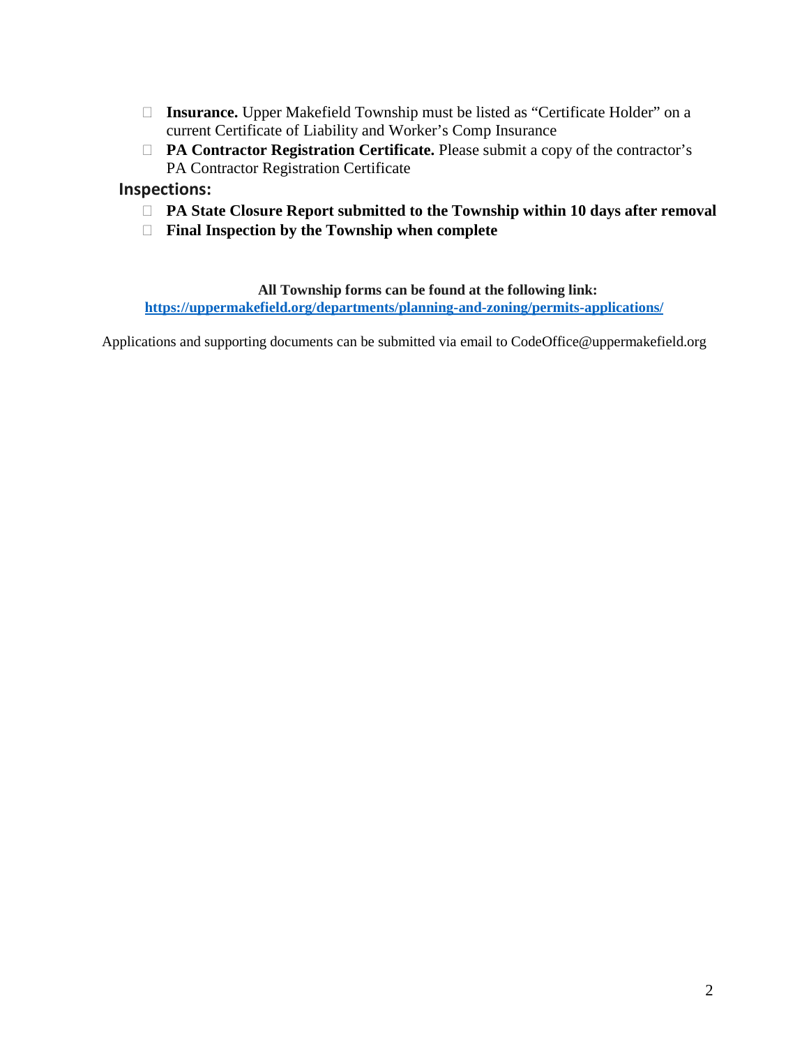- **Insurance.** Upper Makefield Township must be listed as "Certificate Holder" on a current Certificate of Liability and Worker's Comp Insurance
- **PA Contractor Registration Certificate.** Please submit a copy of the contractor's PA Contractor Registration Certificate

## Inspections:

- **PA State Closure Report submitted to the Township within 10 days after removal**
- **Final Inspection by the Township when complete**

**All Township forms can be found at the following link:**
**https://uppermakefield.org/departments/planning-and-zoning/permits-applications/**

Applications and supporting documents can be submitted via email to CodeOffice@uppermakefield.org